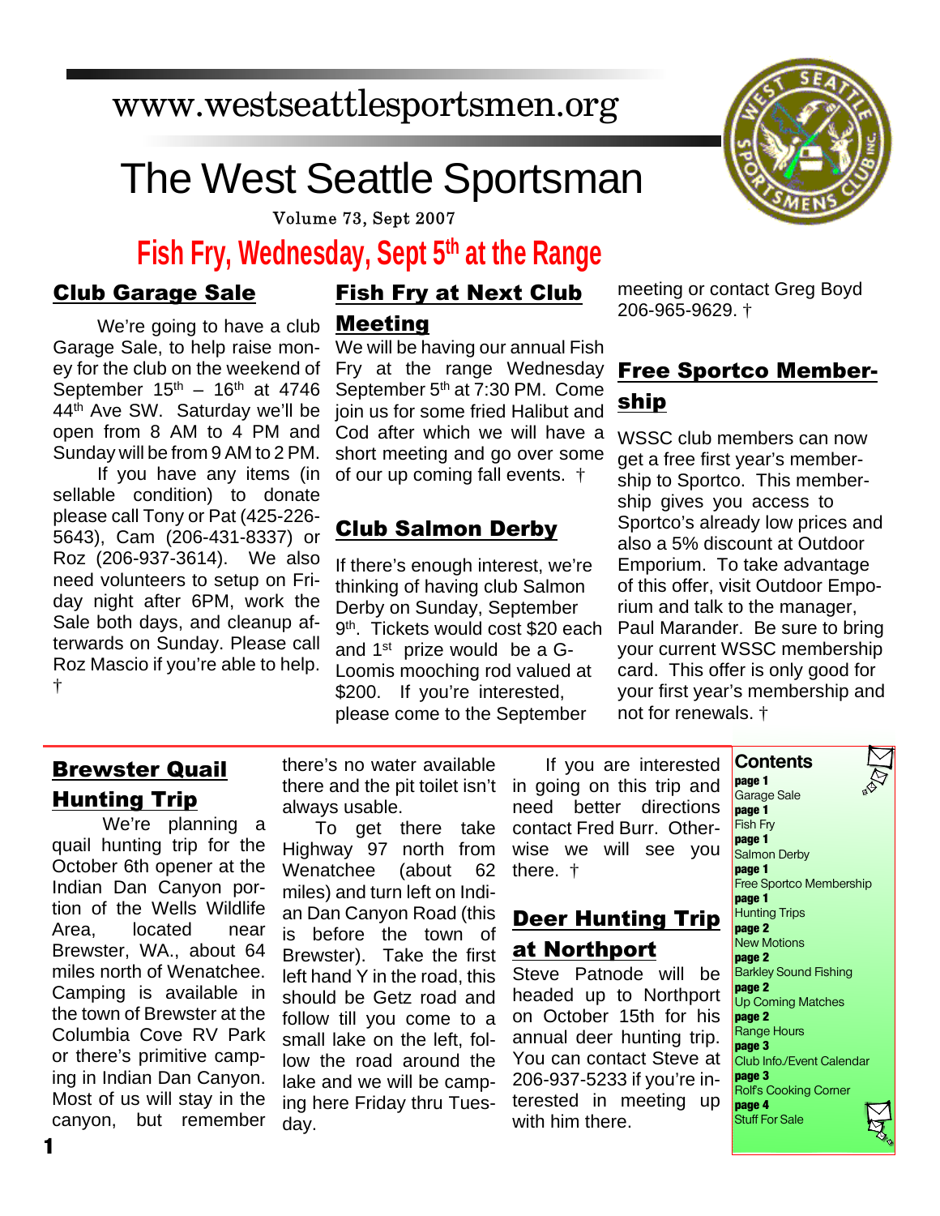www.westseattlesportsmen.org

# The West Seattle Sportsman

Volume 73, Sept 2007

## Fish Fry, Wednesday, Sept 5th at the Range

### Club Garage Sale

We're going to have a club Garage Sale, to help raise money for the club on the weekend of September 15th – 16th at 4746 44th Ave SW. Saturday we'll be open from 8 AM to 4 PM and Sunday will be from 9 AM to 2 PM.

If you have any items (in sellable condition) to donate please call Tony or Pat (425-226-5643), Cam (206-431-8337) or Roz (206-937-3614). We also need volunteers to setup on Friday night after 6PM, work the Sale both days, and cleanup afterwards on Sunday. Please call Roz Mascio if you're able to help. †

### Fish Fry at Next Club Meeting

We will be having our annual Fish Fry at the range Wednesday September 5th at 7:30 PM. Come join us for some fried Halibut and Cod after which we will have a short meeting and go over some of our up coming fall events. †

### Club Salmon Derby

If there's enough interest, we're thinking of having club Salmon Derby on Sunday, September 9th. Tickets would cost $20 each and 1st prize would be a G-Loomis mooching rod valued at $200. If you're interested, please come to the September meeting or contact Greg Boyd 206-965-9629. †

### Free Sportco Membership

WSSC club members can now get a free first year's membership to Sportco. This membership gives you access to Sportco's already low prices and also a 5% discount at Outdoor Emporium. To take advantage of this offer, visit Outdoor Emporium and talk to the manager, Paul Marander. Be sure to bring your current WSSC membership card. This offer is only good for your first year's membership and not for renewals. †

### Brewster Quail Hunting Trip

We're planning a quail hunting trip for the October 6th opener at the Indian Dan Canyon portion of the Wells Wildlife Area, located near Brewster, WA., about 64 miles north of Wenatchee. Camping is available in the town of Brewster at the Columbia Cove RV Park or there's primitive camping in Indian Dan Canyon. Most of us will stay in the canyon, but remember there's no water available there and the pit toilet isn't always usable.

To get there take Highway 97 north from Wenatchee (about 62 miles) and turn left on Indian Dan Canyon Road (this is before the town of Brewster). Take the first left hand Y in the road, this should be Getz road and follow till you come to a small lake on the left, follow the road around the lake and we will be camping here Friday thru Tuesday.

If you are interested in going on this trip and need better directions contact Fred Burr. Otherwise we will see you there. †

### Deer Hunting Trip at Northport

Steve Patnode will be headed up to Northport on October 15th for his annual deer hunting trip. You can contact Steve at 206-937-5233 if you're interested in meeting up with him there.

### Contents

**page 1** Garage Sale
**page 1** Fish Fry
**page 1** Salmon Derby
**page 1** Free Sportco Membership
**page 1** Hunting Trips
**page 2** New Motions
**page 2** Barkley Sound Fishing
**page 2** Up Coming Matches
**page 2** Range Hours
**page 3** Club Info./Event Calendar
**page 3** Rolf's Cooking Corner
**page 4** Stuff For Sale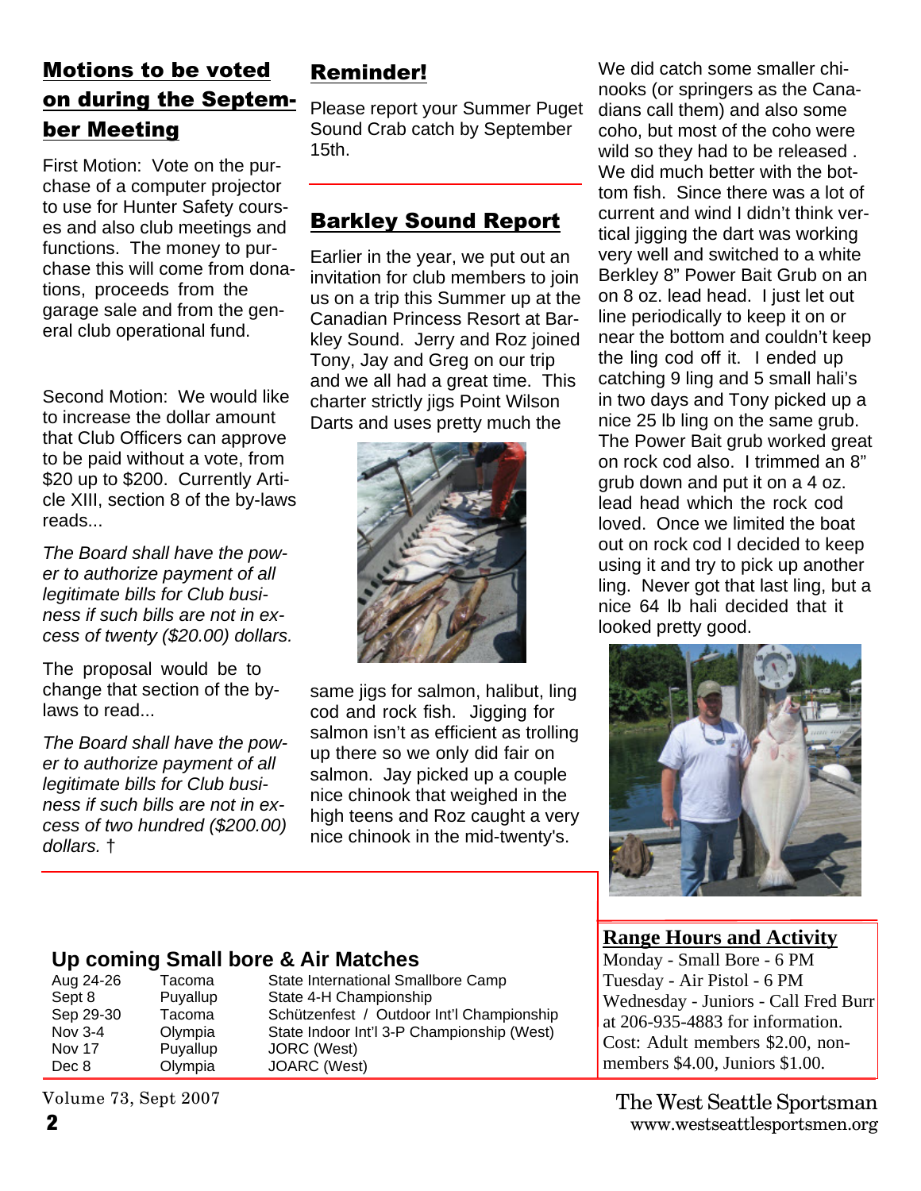## Motions to be voted on during the September Meeting

First Motion: Vote on the purchase of a computer projector to use for Hunter Safety courses and also club meetings and functions. The money to purchase this will come from donations, proceeds from the garage sale and from the general club operational fund.

Second Motion: We would like to increase the dollar amount that Club Officers can approve to be paid without a vote, from $20 up to $200. Currently Article XIII, section 8 of the by-laws reads...

*The Board shall have the power to authorize payment of all legitimate bills for Club business if such bills are not in excess of twenty ($20.00) dollars.*

The proposal would be to change that section of the by-laws to read...

*The Board shall have the power to authorize payment of all legitimate bills for Club business if such bills are not in excess of two hundred ($200.00) dollars.* †

## Reminder!

Please report your Summer Puget Sound Crab catch by September 15th.

## Barkley Sound Report

Earlier in the year, we put out an invitation for club members to join us on a trip this Summer up at the Canadian Princess Resort at Barkley Sound. Jerry and Roz joined Tony, Jay and Greg on our trip and we all had a great time. This charter strictly jigs Point Wilson Darts and uses pretty much the same jigs for salmon, halibut, ling cod and rock fish. Jigging for salmon isn't as efficient as trolling up there so we only did fair on salmon. Jay picked up a couple nice chinook that weighed in the high teens and Roz caught a very nice chinook in the mid-twenty's.

We did catch some smaller chinooks (or springers as the Canadians call them) and also some coho, but most of the coho were wild so they had to be released . We did much better with the bottom fish. Since there was a lot of current and wind I didn't think vertical jigging the dart was working very well and switched to a white Berkley 8" Power Bait Grub on an on 8 oz. lead head. I just let out line periodically to keep it on or near the bottom and couldn't keep the ling cod off it. I ended up catching 9 ling and 5 small hali's in two days and Tony picked up a nice 25 lb ling on the same grub. The Power Bait grub worked great on rock cod also. I trimmed an 8" grub down and put it on a 4 oz. lead head which the rock cod loved. Once we limited the boat out on rock cod I decided to keep using it and try to pick up another ling. Never got that last ling, but a nice 64 lb hali decided that it looked pretty good.

## Up coming Small bore & Air Matches

| | | |
|---|---|---|
| Aug 24-26 | Tacoma | State International Smallbore Camp |
| Sept 8 | Puyallup | State 4-H Championship |
| Sep 29-30 | Tacoma | Schützenfest / Outdoor Int'l Championship |
| Nov 3-4 | Olympia | State Indoor Int'l 3-P Championship (West) |
| Nov 17 | Puyallup | JORC (West) |
| Dec 8 | Olympia | JOARC (West) |

## Range Hours and Activity

Monday - Small Bore - 6 PM
Tuesday - Air Pistol - 6 PM
Wednesday - Juniors - Call Fred Burr at 206-935-4883 for information.
Cost: Adult members $2.00, non-members $4.00, Juniors $1.00.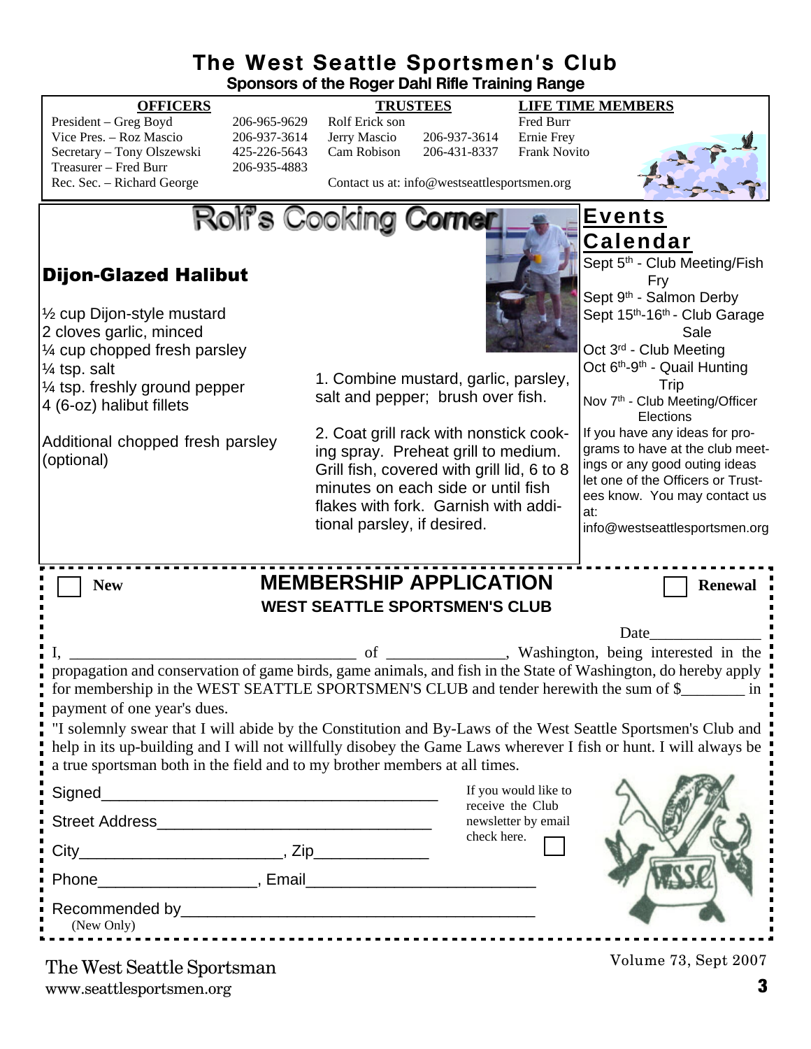# The West Seattle Sportsmen's Club

**Sponsors of the Roger Dahl Rifle Training Range**

| OFFICERS | | TRUSTEES | | LIFE TIME MEMBERS |
|---|---|---|---|---|
| President – Greg Boyd | 206-965-9629 | Rolf Erick son | | Fred Burr |
| Vice Pres. – Roz Mascio | 206-937-3614 | Jerry Mascio | 206-937-3614 | Ernie Frey |
| Secretary – Tony Olszewski | 425-226-5643 | Cam Robison | 206-431-8337 | Frank Novito |
| Treasurer – Fred Burr | 206-935-4883 | | | |
| Rec. Sec. – Richard George | | | | |

Contact us at: info@westseattlesportsmen.org

## Rolf's Cooking Corner

### Dijon-Glazed Halibut

½ cup Dijon-style mustard
2 cloves garlic, minced
¼ cup chopped fresh parsley
¼ tsp. salt
¼ tsp. freshly ground pepper
4 (6-oz) halibut fillets

Additional chopped fresh parsley (optional)

1. Combine mustard, garlic, parsley, salt and pepper; brush over fish.

2. Coat grill rack with nonstick cooking spray. Preheat grill to medium. Grill fish, covered with grill lid, 6 to 8 minutes on each side or until fish flakes with fork. Garnish with additional parsley, if desired.

## Events Calendar

Sept 5th - Club Meeting/Fish Fry
Sept 9th - Salmon Derby
Sept 15th-16th - Club Garage Sale
Oct 3rd - Club Meeting
Oct 6th-9th - Quail Hunting Trip
Nov 7th - Club Meeting/Officer Elections

If you have any ideas for programs to have at the club meetings or any good outing ideas let one of the Officers or Trustees know. You may contact us at: info@westseattlesportsmen.org

## MEMBERSHIP APPLICATION

**WEST SEATTLE SPORTSMEN'S CLUB**

☐ New ☐ Renewal

Date______________

I, ____________________________________ of _______________, Washington, being interested in the propagation and conservation of game birds, game animals, and fish in the State of Washington, do hereby apply for membership in the WEST SEATTLE SPORTSMEN'S CLUB and tender herewith the sum of $________ in payment of one year's dues.

"I solemnly swear that I will abide by the Constitution and By-Laws of the West Seattle Sportsmen's Club and help in its up-building and I will not willfully disobey the Game Laws wherever I fish or hunt. I will always be a true sportsman both in the field and to my brother members at all times.

Signed_______________________________________

Street Address________________________________

City_______________________, Zip_____________

Phone__________________, Email__________________________

Recommended by________________________________________
(New Only)

If you would like to receive the Club newsletter by email check here. ☐

The West Seattle Sportsman
www.seattlesportsmen.org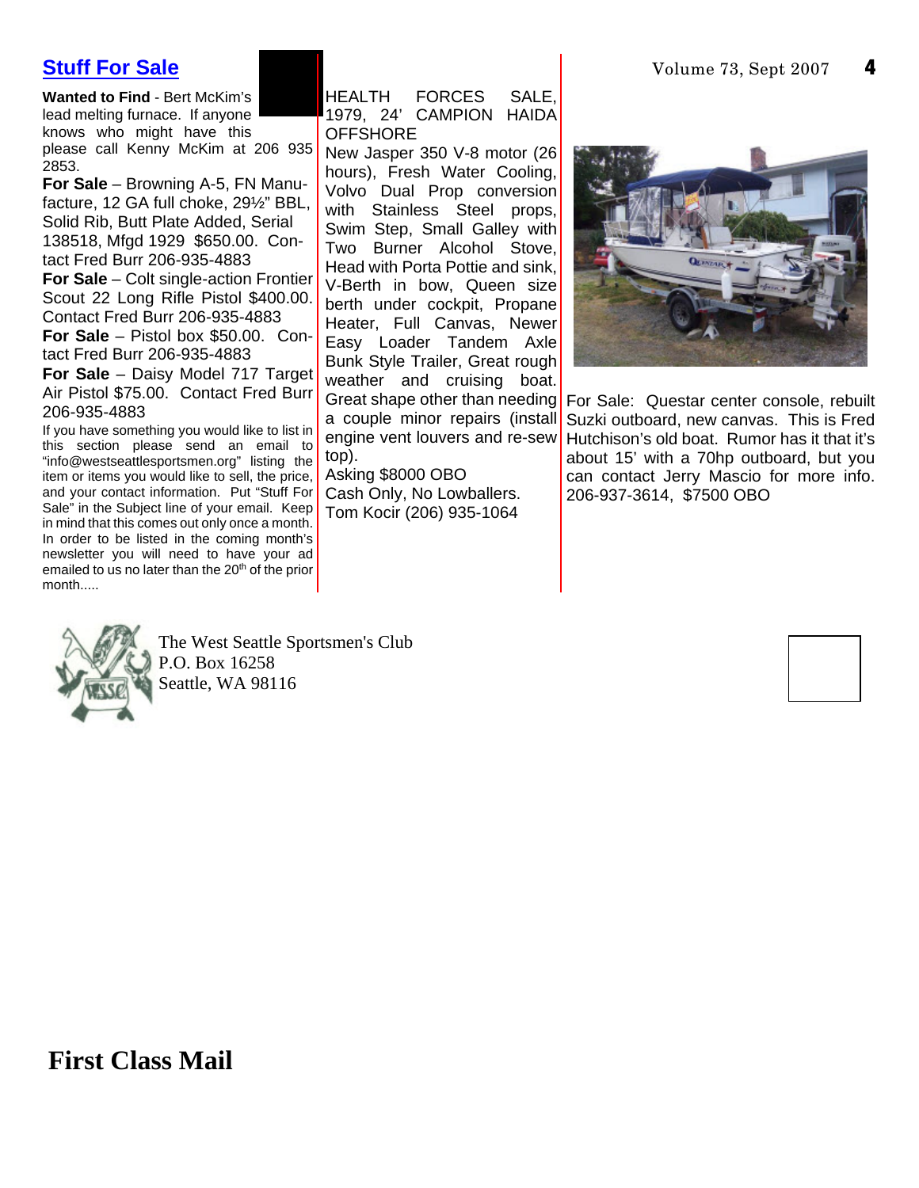## Stuff For Sale

**Wanted to Find** - Bert McKim's lead melting furnace. If anyone knows who might have this please call Kenny McKim at 206 935 2853.

**For Sale** – Browning A-5, FN Manufacture, 12 GA full choke, 29½" BBL, Solid Rib, Butt Plate Added, Serial 138518, Mfgd 1929 $650.00. Contact Fred Burr 206-935-4883

**For Sale** – Colt single-action Frontier Scout 22 Long Rifle Pistol $400.00. Contact Fred Burr 206-935-4883

**For Sale** – Pistol box $50.00. Contact Fred Burr 206-935-4883

**For Sale** – Daisy Model 717 Target Air Pistol $75.00. Contact Fred Burr 206-935-4883

If you have something you would like to list in this section please send an email to "info@westseattlesportsmen.org" listing the item or items you would like to sell, the price, and your contact information. Put "Stuff For Sale" in the Subject line of your email. Keep in mind that this comes out only once a month. In order to be listed in the coming month's newsletter you will need to have your ad emailed to us no later than the 20th of the prior month.....

HEALTH FORCES SALE, 1979, 24' CAMPION HAIDA OFFSHORE

New Jasper 350 V-8 motor (26 hours), Fresh Water Cooling, Volvo Dual Prop conversion with Stainless Steel props, Swim Step, Small Galley with Two Burner Alcohol Stove, Head with Porta Pottie and sink, V-Berth in bow, Queen size berth under cockpit, Propane Heater, Full Canvas, Newer Easy Loader Tandem Axle Bunk Style Trailer, Great rough weather and cruising boat. Great shape other than needing a couple minor repairs (install engine vent louvers and re-sew top).

Asking $8000 OBO

Cash Only, No Lowballers.

Tom Kocir (206) 935-1064

For Sale: Questar center console, rebuilt Suzki outboard, new canvas. This is Fred Hutchison's old boat. Rumor has it that it's about 15' with a 70hp outboard, but you can contact Jerry Mascio for more info. 206-937-3614, $7500 OBO

The West Seattle Sportsmen's Club
P.O. Box 16258
Seattle, WA 98116

**First Class Mail**